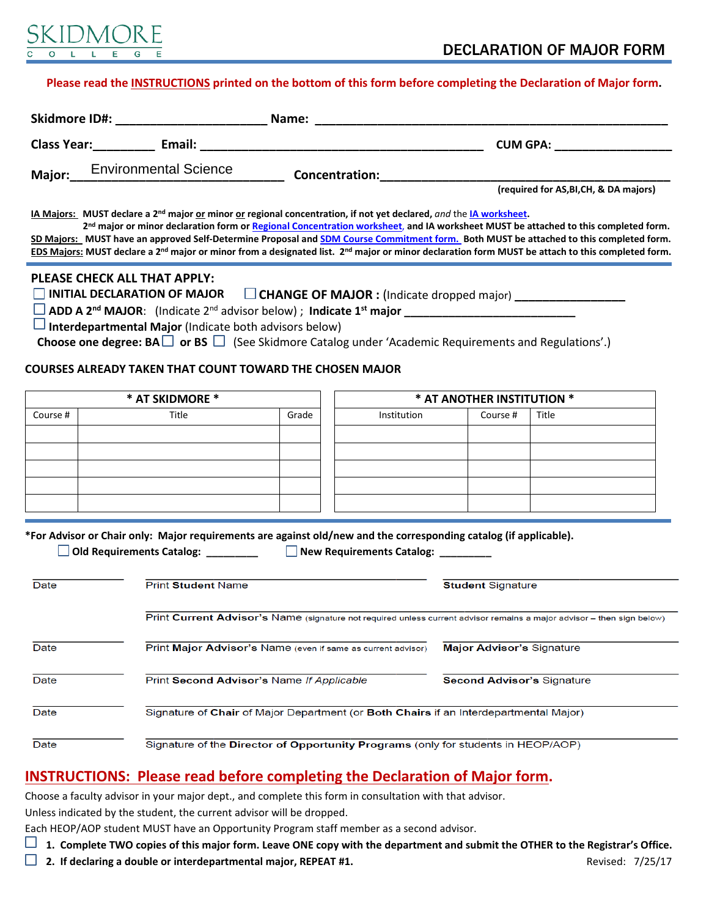SKIDMORE COLLEGE

# DECLARATION OF MAJOR FORM

**Please read the INSTRUCTIONS printed on the bottom of this form before completing the Declaration of Major form.**

**Skidmore ID#:** ______________________ **Name:** ______________________________________________________

**Class Year:**_________ **Email:** __________________________________________ **CUM GPA:** _________________

**Major:** Environmental Science **Concentration:**____________________________________________

**(required for AS,BI,CH, & DA majors)**

**IA Majors:** **MUST declare a 2nd major or minor or regional concentration, if not yet declared,** *and* **the IA worksheet.**
**2nd major or minor declaration form or Regional Concentration worksheet, and IA worksheet MUST be attached to this completed form.**
**SD Majors:** **MUST have an approved Self-Determine Proposal and SDM Course Commitment form. Both MUST be attached to this completed form.**
**EDS Majors:** **MUST declare a 2nd major or minor from a designated list. 2nd major or minor declaration form MUST be attach to this completed form.**

## PLEASE CHECK ALL THAT APPLY:

☐ **INITIAL DECLARATION OF MAJOR** ☐ **CHANGE OF MAJOR :** (Indicate dropped major) _________________

☐ **ADD A 2nd MAJOR**: (Indicate 2nd advisor below) ; **Indicate 1st major** ___________________________

☐ **Interdepartmental Major** (Indicate both advisors below)

**Choose one degree: BA** ☐ **or BS** ☐ (See Skidmore Catalog under 'Academic Requirements and Regulations'.)

## COURSES ALREADY TAKEN THAT COUNT TOWARD THE CHOSEN MAJOR

| * AT SKIDMORE * | | |
|---|---|---|
| Course # | Title | Grade |
| | | |
| | | |
| | | |
| | | |
| | | |

| * AT ANOTHER INSTITUTION * | | |
|---|---|---|
| Institution | Course # | Title |
| | | |
| | | |
| | | |
| | | |
| | | |

***For Advisor or Chair only: Major requirements are against old/new and the corresponding catalog (if applicable).**

☐ **Old Requirements Catalog:** _________ ☐ **New Requirements Catalog:** _________

| | | |
|---|---|---|
| Date | Print **Student** Name | **Student** Signature |
| | Print **Current Advisor's** Name (signature not required unless current advisor remains a major advisor – then sign below) | |
| Date | Print **Major Advisor's** Name (even if same as current advisor) | **Major Advisor's** Signature |
| Date | Print **Second Advisor's** Name *If Applicable* | **Second Advisor's** Signature |
| Date | Signature of **Chair** of Major Department (or **Both Chairs** if an Interdepartmental Major) | |
| Date | Signature of the **Director of Opportunity Programs** (only for students in HEOP/AOP) | |

## INSTRUCTIONS: Please read before completing the Declaration of Major form.

Choose a faculty advisor in your major dept., and complete this form in consultation with that advisor.

Unless indicated by the student, the current advisor will be dropped.

Each HEOP/AOP student MUST have an Opportunity Program staff member as a second advisor.

☐ **1. Complete TWO copies of this major form. Leave ONE copy with the department and submit the OTHER to the Registrar's Office.**

☐ **2. If declaring a double or interdepartmental major, REPEAT #1.**

Revised: 7/25/17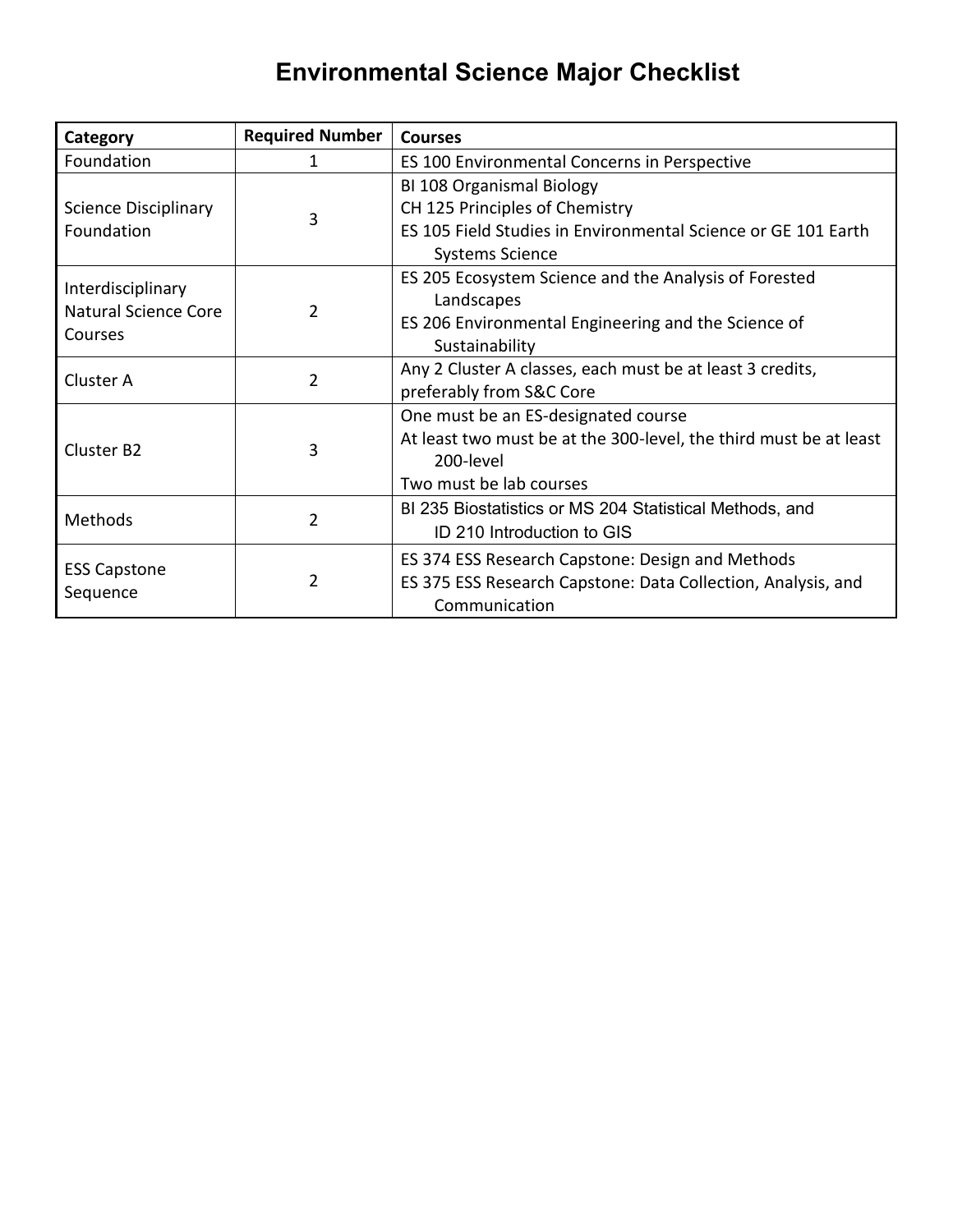# Environmental Science Major Checklist

| Category | Required Number | Courses |
|---|---|---|
| Foundation | 1 | ES 100 Environmental Concerns in Perspective |
| Science Disciplinary Foundation | 3 | BI 108 Organismal Biology<br>CH 125 Principles of Chemistry<br>ES 105 Field Studies in Environmental Science or GE 101 Earth Systems Science |
| Interdisciplinary Natural Science Core Courses | 2 | ES 205 Ecosystem Science and the Analysis of Forested Landscapes<br>ES 206 Environmental Engineering and the Science of Sustainability |
| Cluster A | 2 | Any 2 Cluster A classes, each must be at least 3 credits, preferably from S&C Core |
| Cluster B2 | 3 | One must be an ES-designated course<br>At least two must be at the 300-level, the third must be at least 200-level<br>Two must be lab courses |
| Methods | 2 | BI 235 Biostatistics or MS 204 Statistical Methods, and ID 210 Introduction to GIS |
| ESS Capstone Sequence | 2 | ES 374 ESS Research Capstone: Design and Methods<br>ES 375 ESS Research Capstone: Data Collection, Analysis, and Communication |